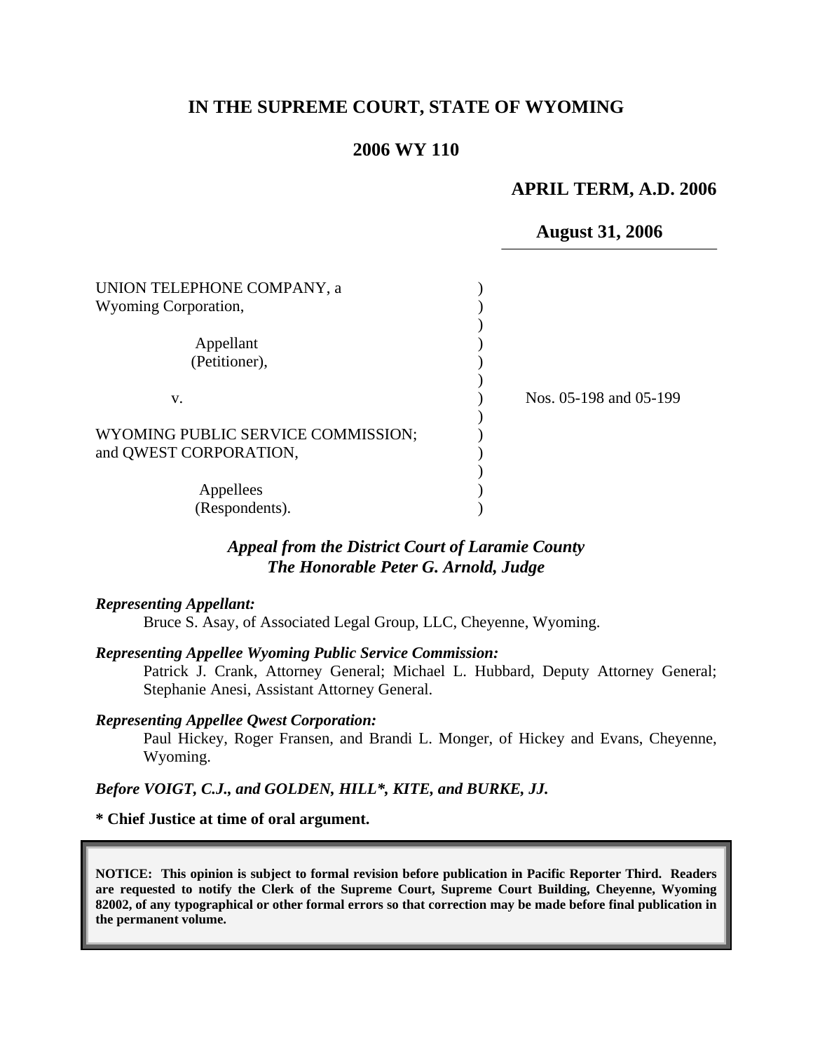# IN THE SUPREME COURT, STATE OF WYOMING

## 2006 WY 110

**APRIL TERM, A.D. 2006**

**August 31, 2006**

UNION TELEPHONE COMPANY, a Wyoming Corporation,

Appellant (Petitioner),

v.

WYOMING PUBLIC SERVICE COMMISSION; and QWEST CORPORATION,

Appellees (Respondents).

Nos. 05-198 and 05-199

***Appeal from the District Court of Laramie County***
***The Honorable Peter G. Arnold, Judge***

***Representing Appellant:***

Bruce S. Asay, of Associated Legal Group, LLC, Cheyenne, Wyoming.

***Representing Appellee Wyoming Public Service Commission:***

Patrick J. Crank, Attorney General; Michael L. Hubbard, Deputy Attorney General; Stephanie Anesi, Assistant Attorney General.

***Representing Appellee Qwest Corporation:***

Paul Hickey, Roger Fransen, and Brandi L. Monger, of Hickey and Evans, Cheyenne, Wyoming.

***Before VOIGT, C.J., and GOLDEN, HILL\*, KITE, and BURKE, JJ.***

**\* Chief Justice at time of oral argument.**

**NOTICE: This opinion is subject to formal revision before publication in Pacific Reporter Third. Readers are requested to notify the Clerk of the Supreme Court, Supreme Court Building, Cheyenne, Wyoming 82002, of any typographical or other formal errors so that correction may be made before final publication in the permanent volume.**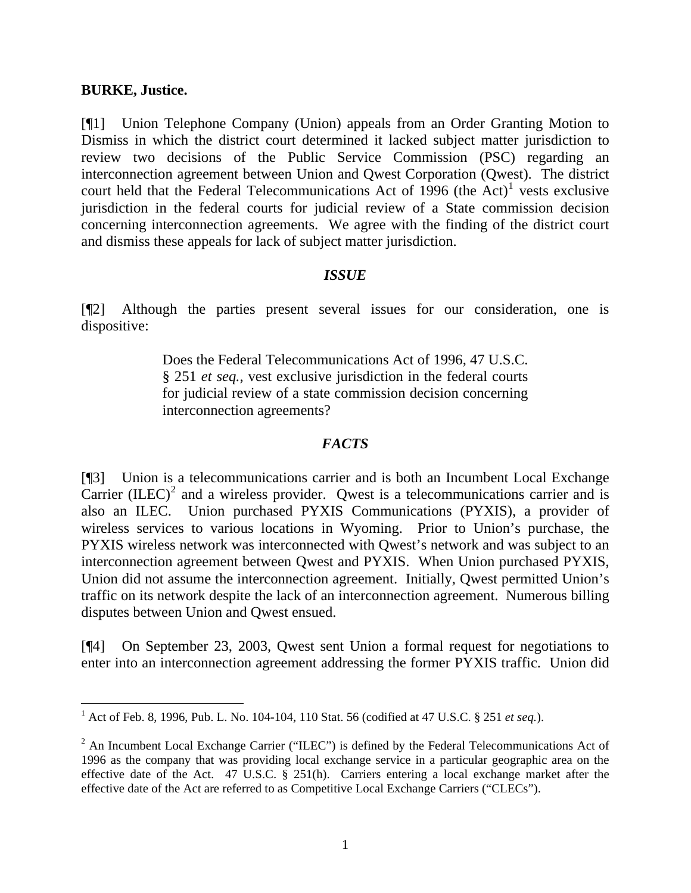**BURKE, Justice.**

[¶1] Union Telephone Company (Union) appeals from an Order Granting Motion to Dismiss in which the district court determined it lacked subject matter jurisdiction to review two decisions of the Public Service Commission (PSC) regarding an interconnection agreement between Union and Qwest Corporation (Qwest). The district court held that the Federal Telecommunications Act of 1996 (the Act)[1] vests exclusive jurisdiction in the federal courts for judicial review of a State commission decision concerning interconnection agreements. We agree with the finding of the district court and dismiss these appeals for lack of subject matter jurisdiction.

### *ISSUE*

[¶2] Although the parties present several issues for our consideration, one is dispositive:

> Does the Federal Telecommunications Act of 1996, 47 U.S.C. § 251 *et seq.*, vest exclusive jurisdiction in the federal courts for judicial review of a state commission decision concerning interconnection agreements?

### *FACTS*

[¶3] Union is a telecommunications carrier and is both an Incumbent Local Exchange Carrier (ILEC)[2] and a wireless provider. Qwest is a telecommunications carrier and is also an ILEC. Union purchased PYXIS Communications (PYXIS), a provider of wireless services to various locations in Wyoming. Prior to Union's purchase, the PYXIS wireless network was interconnected with Qwest's network and was subject to an interconnection agreement between Qwest and PYXIS. When Union purchased PYXIS, Union did not assume the interconnection agreement. Initially, Qwest permitted Union's traffic on its network despite the lack of an interconnection agreement. Numerous billing disputes between Union and Qwest ensued.

[¶4] On September 23, 2003, Qwest sent Union a formal request for negotiations to enter into an interconnection agreement addressing the former PYXIS traffic. Union did

---

[1] Act of Feb. 8, 1996, Pub. L. No. 104-104, 110 Stat. 56 (codified at 47 U.S.C. § 251 *et seq.*).

[2] An Incumbent Local Exchange Carrier ("ILEC") is defined by the Federal Telecommunications Act of 1996 as the company that was providing local exchange service in a particular geographic area on the effective date of the Act. 47 U.S.C. § 251(h). Carriers entering a local exchange market after the effective date of the Act are referred to as Competitive Local Exchange Carriers ("CLECs").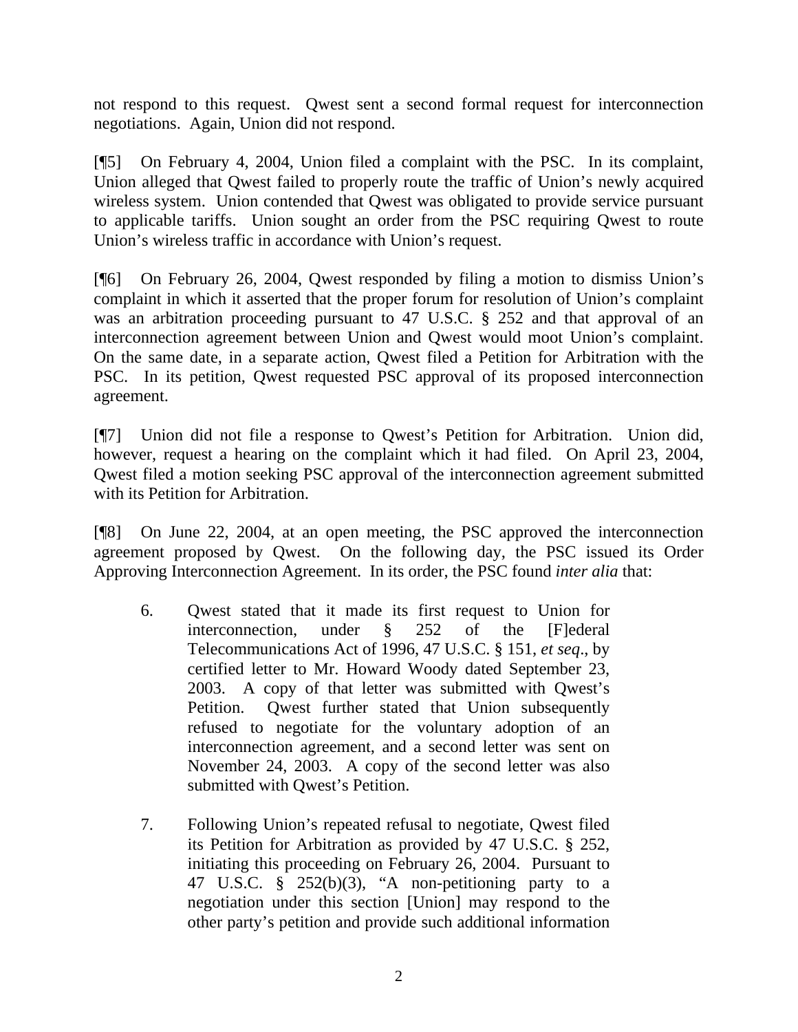not respond to this request. Qwest sent a second formal request for interconnection negotiations. Again, Union did not respond.

[¶5] On February 4, 2004, Union filed a complaint with the PSC. In its complaint, Union alleged that Qwest failed to properly route the traffic of Union's newly acquired wireless system. Union contended that Qwest was obligated to provide service pursuant to applicable tariffs. Union sought an order from the PSC requiring Qwest to route Union's wireless traffic in accordance with Union's request.

[¶6] On February 26, 2004, Qwest responded by filing a motion to dismiss Union's complaint in which it asserted that the proper forum for resolution of Union's complaint was an arbitration proceeding pursuant to 47 U.S.C. § 252 and that approval of an interconnection agreement between Union and Qwest would moot Union's complaint. On the same date, in a separate action, Qwest filed a Petition for Arbitration with the PSC. In its petition, Qwest requested PSC approval of its proposed interconnection agreement.

[¶7] Union did not file a response to Qwest's Petition for Arbitration. Union did, however, request a hearing on the complaint which it had filed. On April 23, 2004, Qwest filed a motion seeking PSC approval of the interconnection agreement submitted with its Petition for Arbitration.

[¶8] On June 22, 2004, at an open meeting, the PSC approved the interconnection agreement proposed by Qwest. On the following day, the PSC issued its Order Approving Interconnection Agreement. In its order, the PSC found *inter alia* that:

> 6. Qwest stated that it made its first request to Union for interconnection, under § 252 of the [F]ederal Telecommunications Act of 1996, 47 U.S.C. § 151, *et seq*., by certified letter to Mr. Howard Woody dated September 23, 2003. A copy of that letter was submitted with Qwest's Petition. Qwest further stated that Union subsequently refused to negotiate for the voluntary adoption of an interconnection agreement, and a second letter was sent on November 24, 2003. A copy of the second letter was also submitted with Qwest's Petition.
>
> 7. Following Union's repeated refusal to negotiate, Qwest filed its Petition for Arbitration as provided by 47 U.S.C. § 252, initiating this proceeding on February 26, 2004. Pursuant to 47 U.S.C. § 252(b)(3), "A non-petitioning party to a negotiation under this section [Union] may respond to the other party's petition and provide such additional information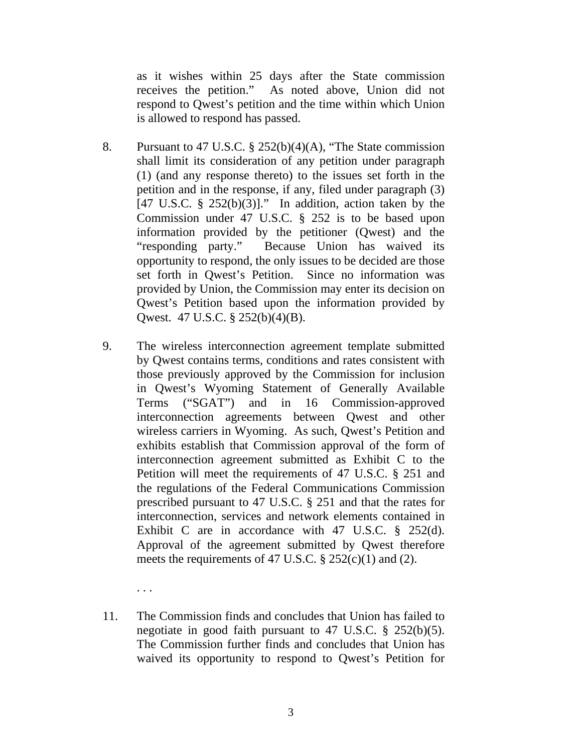as it wishes within 25 days after the State commission receives the petition." As noted above, Union did not respond to Qwest's petition and the time within which Union is allowed to respond has passed.

8. Pursuant to 47 U.S.C. § 252(b)(4)(A), "The State commission shall limit its consideration of any petition under paragraph (1) (and any response thereto) to the issues set forth in the petition and in the response, if any, filed under paragraph (3) [47 U.S.C. § 252(b)(3)]." In addition, action taken by the Commission under 47 U.S.C. § 252 is to be based upon information provided by the petitioner (Qwest) and the "responding party." Because Union has waived its opportunity to respond, the only issues to be decided are those set forth in Qwest's Petition. Since no information was provided by Union, the Commission may enter its decision on Qwest's Petition based upon the information provided by Qwest. 47 U.S.C. § 252(b)(4)(B).

9. The wireless interconnection agreement template submitted by Qwest contains terms, conditions and rates consistent with those previously approved by the Commission for inclusion in Qwest's Wyoming Statement of Generally Available Terms ("SGAT") and in 16 Commission-approved interconnection agreements between Qwest and other wireless carriers in Wyoming. As such, Qwest's Petition and exhibits establish that Commission approval of the form of interconnection agreement submitted as Exhibit C to the Petition will meet the requirements of 47 U.S.C. § 251 and the regulations of the Federal Communications Commission prescribed pursuant to 47 U.S.C. § 251 and that the rates for interconnection, services and network elements contained in Exhibit C are in accordance with 47 U.S.C. § 252(d). Approval of the agreement submitted by Qwest therefore meets the requirements of 47 U.S.C. § 252(c)(1) and (2).

. . .

11. The Commission finds and concludes that Union has failed to negotiate in good faith pursuant to 47 U.S.C. § 252(b)(5). The Commission further finds and concludes that Union has waived its opportunity to respond to Qwest's Petition for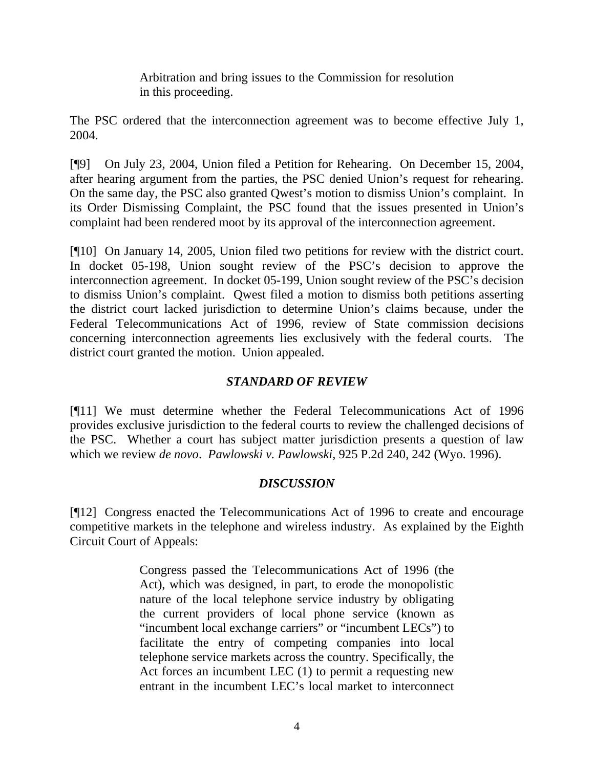> Arbitration and bring issues to the Commission for resolution in this proceeding.

The PSC ordered that the interconnection agreement was to become effective July 1, 2004.

[¶9] On July 23, 2004, Union filed a Petition for Rehearing. On December 15, 2004, after hearing argument from the parties, the PSC denied Union's request for rehearing. On the same day, the PSC also granted Qwest's motion to dismiss Union's complaint. In its Order Dismissing Complaint, the PSC found that the issues presented in Union's complaint had been rendered moot by its approval of the interconnection agreement.

[¶10] On January 14, 2005, Union filed two petitions for review with the district court. In docket 05-198, Union sought review of the PSC's decision to approve the interconnection agreement. In docket 05-199, Union sought review of the PSC's decision to dismiss Union's complaint. Qwest filed a motion to dismiss both petitions asserting the district court lacked jurisdiction to determine Union's claims because, under the Federal Telecommunications Act of 1996, review of State commission decisions concerning interconnection agreements lies exclusively with the federal courts. The district court granted the motion. Union appealed.

### *STANDARD OF REVIEW*

[¶11] We must determine whether the Federal Telecommunications Act of 1996 provides exclusive jurisdiction to the federal courts to review the challenged decisions of the PSC. Whether a court has subject matter jurisdiction presents a question of law which we review *de novo*. *Pawlowski v. Pawlowski*, 925 P.2d 240, 242 (Wyo. 1996).

### *DISCUSSION*

[¶12] Congress enacted the Telecommunications Act of 1996 to create and encourage competitive markets in the telephone and wireless industry. As explained by the Eighth Circuit Court of Appeals:

> Congress passed the Telecommunications Act of 1996 (the Act), which was designed, in part, to erode the monopolistic nature of the local telephone service industry by obligating the current providers of local phone service (known as "incumbent local exchange carriers" or "incumbent LECs") to facilitate the entry of competing companies into local telephone service markets across the country. Specifically, the Act forces an incumbent LEC (1) to permit a requesting new entrant in the incumbent LEC's local market to interconnect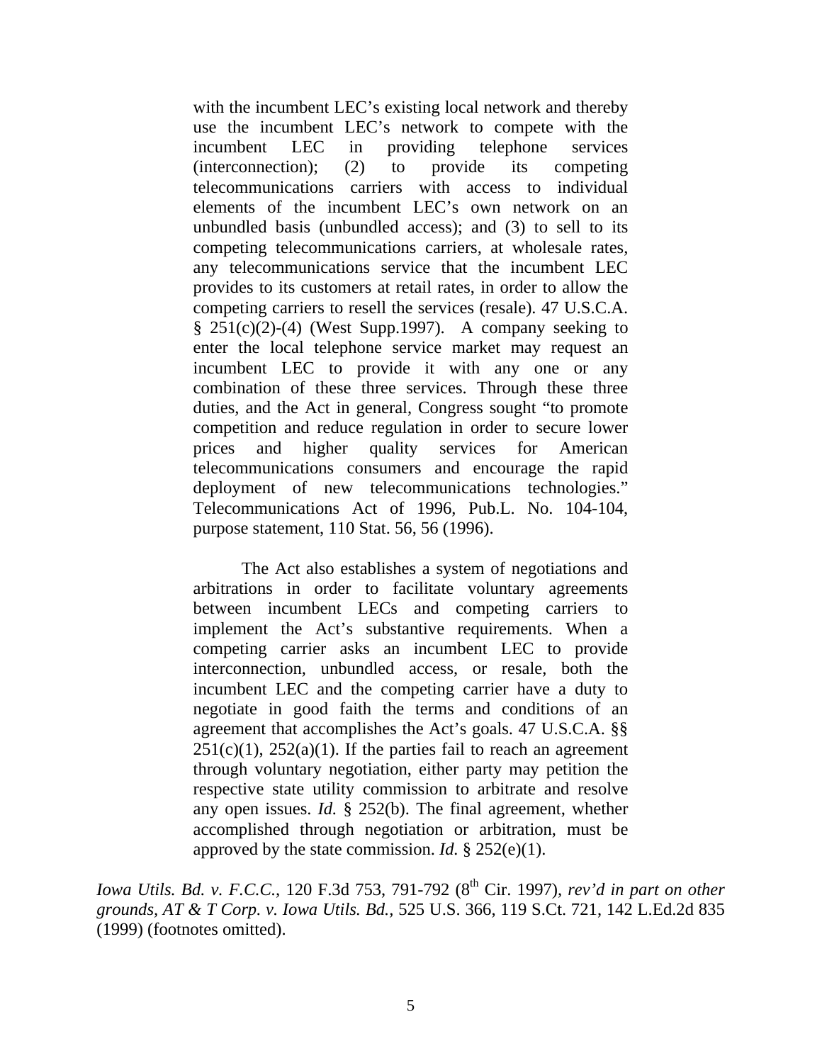> with the incumbent LEC's existing local network and thereby use the incumbent LEC's network to compete with the incumbent LEC in providing telephone services (interconnection); (2) to provide its competing telecommunications carriers with access to individual elements of the incumbent LEC's own network on an unbundled basis (unbundled access); and (3) to sell to its competing telecommunications carriers, at wholesale rates, any telecommunications service that the incumbent LEC provides to its customers at retail rates, in order to allow the competing carriers to resell the services (resale). 47 U.S.C.A. § 251(c)(2)-(4) (West Supp.1997). A company seeking to enter the local telephone service market may request an incumbent LEC to provide it with any one or any combination of these three services. Through these three duties, and the Act in general, Congress sought "to promote competition and reduce regulation in order to secure lower prices and higher quality services for American telecommunications consumers and encourage the rapid deployment of new telecommunications technologies." Telecommunications Act of 1996, Pub.L. No. 104-104, purpose statement, 110 Stat. 56, 56 (1996).
>
> The Act also establishes a system of negotiations and arbitrations in order to facilitate voluntary agreements between incumbent LECs and competing carriers to implement the Act's substantive requirements. When a competing carrier asks an incumbent LEC to provide interconnection, unbundled access, or resale, both the incumbent LEC and the competing carrier have a duty to negotiate in good faith the terms and conditions of an agreement that accomplishes the Act's goals. 47 U.S.C.A. §§ 251(c)(1), 252(a)(1). If the parties fail to reach an agreement through voluntary negotiation, either party may petition the respective state utility commission to arbitrate and resolve any open issues. *Id.* § 252(b). The final agreement, whether accomplished through negotiation or arbitration, must be approved by the state commission. *Id.* § 252(e)(1).

*Iowa Utils. Bd. v. F.C.C.*, 120 F.3d 753, 791-792 (8th Cir. 1997), *rev'd in part on other grounds, AT & T Corp. v. Iowa Utils. Bd.*, 525 U.S. 366, 119 S.Ct. 721, 142 L.Ed.2d 835 (1999) (footnotes omitted).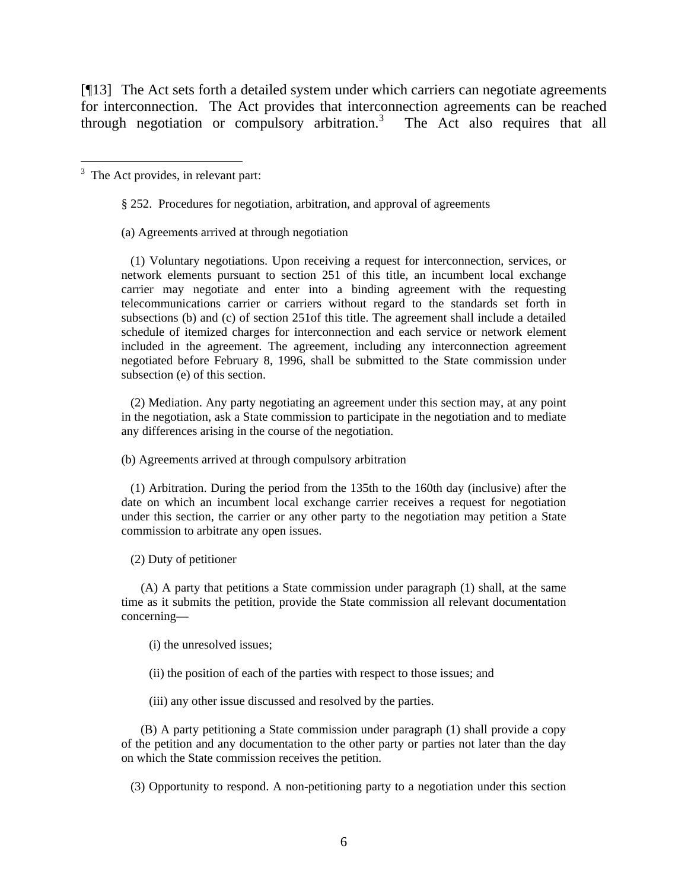[¶13] The Act sets forth a detailed system under which carriers can negotiate agreements for interconnection. The Act provides that interconnection agreements can be reached through negotiation or compulsory arbitration.[3] The Act also requires that all

---

[3] The Act provides, in relevant part:

> § 252. Procedures for negotiation, arbitration, and approval of agreements
>
> (a) Agreements arrived at through negotiation
>
> (1) Voluntary negotiations. Upon receiving a request for interconnection, services, or network elements pursuant to section 251 of this title, an incumbent local exchange carrier may negotiate and enter into a binding agreement with the requesting telecommunications carrier or carriers without regard to the standards set forth in subsections (b) and (c) of section 251of this title. The agreement shall include a detailed schedule of itemized charges for interconnection and each service or network element included in the agreement. The agreement, including any interconnection agreement negotiated before February 8, 1996, shall be submitted to the State commission under subsection (e) of this section.
>
> (2) Mediation. Any party negotiating an agreement under this section may, at any point in the negotiation, ask a State commission to participate in the negotiation and to mediate any differences arising in the course of the negotiation.
>
> (b) Agreements arrived at through compulsory arbitration
>
> (1) Arbitration. During the period from the 135th to the 160th day (inclusive) after the date on which an incumbent local exchange carrier receives a request for negotiation under this section, the carrier or any other party to the negotiation may petition a State commission to arbitrate any open issues.
>
> (2) Duty of petitioner
>
> (A) A party that petitions a State commission under paragraph (1) shall, at the same time as it submits the petition, provide the State commission all relevant documentation concerning—
>
> (i) the unresolved issues;
>
> (ii) the position of each of the parties with respect to those issues; and
>
> (iii) any other issue discussed and resolved by the parties.
>
> (B) A party petitioning a State commission under paragraph (1) shall provide a copy of the petition and any documentation to the other party or parties not later than the day on which the State commission receives the petition.
>
> (3) Opportunity to respond. A non-petitioning party to a negotiation under this section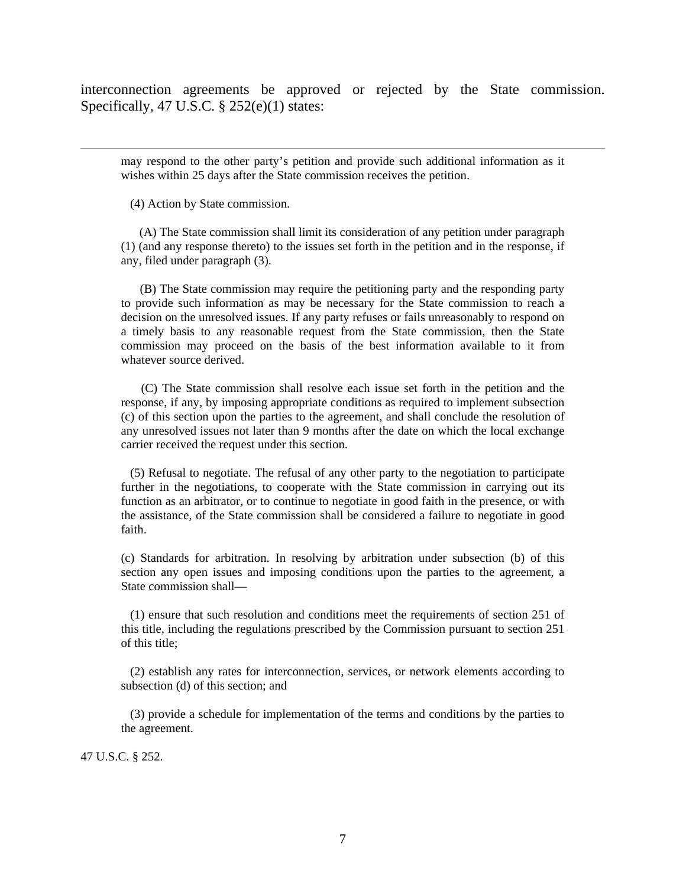interconnection agreements be approved or rejected by the State commission. Specifically, 47 U.S.C. § 252(e)(1) states:

---

may respond to the other party's petition and provide such additional information as it wishes within 25 days after the State commission receives the petition.

(4) Action by State commission.

(A) The State commission shall limit its consideration of any petition under paragraph (1) (and any response thereto) to the issues set forth in the petition and in the response, if any, filed under paragraph (3).

(B) The State commission may require the petitioning party and the responding party to provide such information as may be necessary for the State commission to reach a decision on the unresolved issues. If any party refuses or fails unreasonably to respond on a timely basis to any reasonable request from the State commission, then the State commission may proceed on the basis of the best information available to it from whatever source derived.

(C) The State commission shall resolve each issue set forth in the petition and the response, if any, by imposing appropriate conditions as required to implement subsection (c) of this section upon the parties to the agreement, and shall conclude the resolution of any unresolved issues not later than 9 months after the date on which the local exchange carrier received the request under this section.

(5) Refusal to negotiate. The refusal of any other party to the negotiation to participate further in the negotiations, to cooperate with the State commission in carrying out its function as an arbitrator, or to continue to negotiate in good faith in the presence, or with the assistance, of the State commission shall be considered a failure to negotiate in good faith.

(c) Standards for arbitration. In resolving by arbitration under subsection (b) of this section any open issues and imposing conditions upon the parties to the agreement, a State commission shall—

(1) ensure that such resolution and conditions meet the requirements of section 251 of this title, including the regulations prescribed by the Commission pursuant to section 251 of this title;

(2) establish any rates for interconnection, services, or network elements according to subsection (d) of this section; and

(3) provide a schedule for implementation of the terms and conditions by the parties to the agreement.

47 U.S.C. § 252.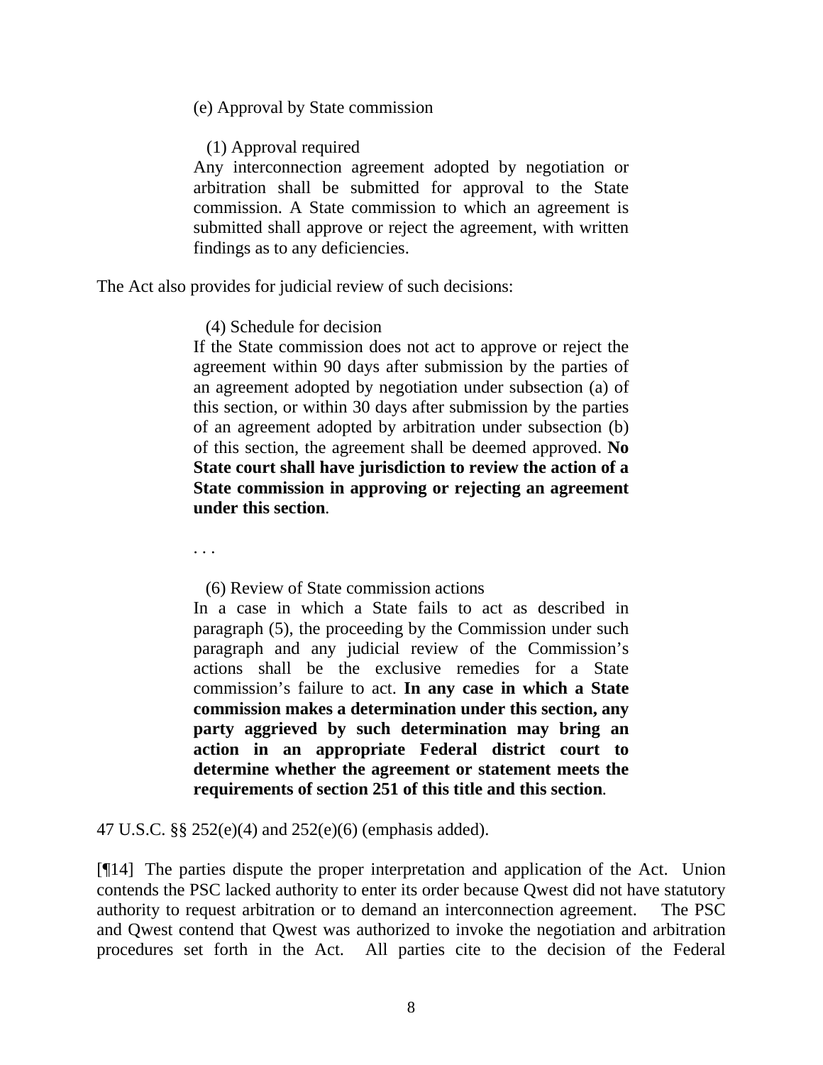> (e) Approval by State commission
>
> (1) Approval required
>
> Any interconnection agreement adopted by negotiation or arbitration shall be submitted for approval to the State commission. A State commission to which an agreement is submitted shall approve or reject the agreement, with written findings as to any deficiencies.

The Act also provides for judicial review of such decisions:

> (4) Schedule for decision
>
> If the State commission does not act to approve or reject the agreement within 90 days after submission by the parties of an agreement adopted by negotiation under subsection (a) of this section, or within 30 days after submission by the parties of an agreement adopted by arbitration under subsection (b) of this section, the agreement shall be deemed approved. **No State court shall have jurisdiction to review the action of a State commission in approving or rejecting an agreement under this section**.
>
> . . .
>
> (6) Review of State commission actions
>
> In a case in which a State fails to act as described in paragraph (5), the proceeding by the Commission under such paragraph and any judicial review of the Commission's actions shall be the exclusive remedies for a State commission's failure to act. **In any case in which a State commission makes a determination under this section, any party aggrieved by such determination may bring an action in an appropriate Federal district court to determine whether the agreement or statement meets the requirements of section 251 of this title and this section**.

47 U.S.C. §§ 252(e)(4) and 252(e)(6) (emphasis added).

[¶14] The parties dispute the proper interpretation and application of the Act. Union contends the PSC lacked authority to enter its order because Qwest did not have statutory authority to request arbitration or to demand an interconnection agreement. The PSC and Qwest contend that Qwest was authorized to invoke the negotiation and arbitration procedures set forth in the Act. All parties cite to the decision of the Federal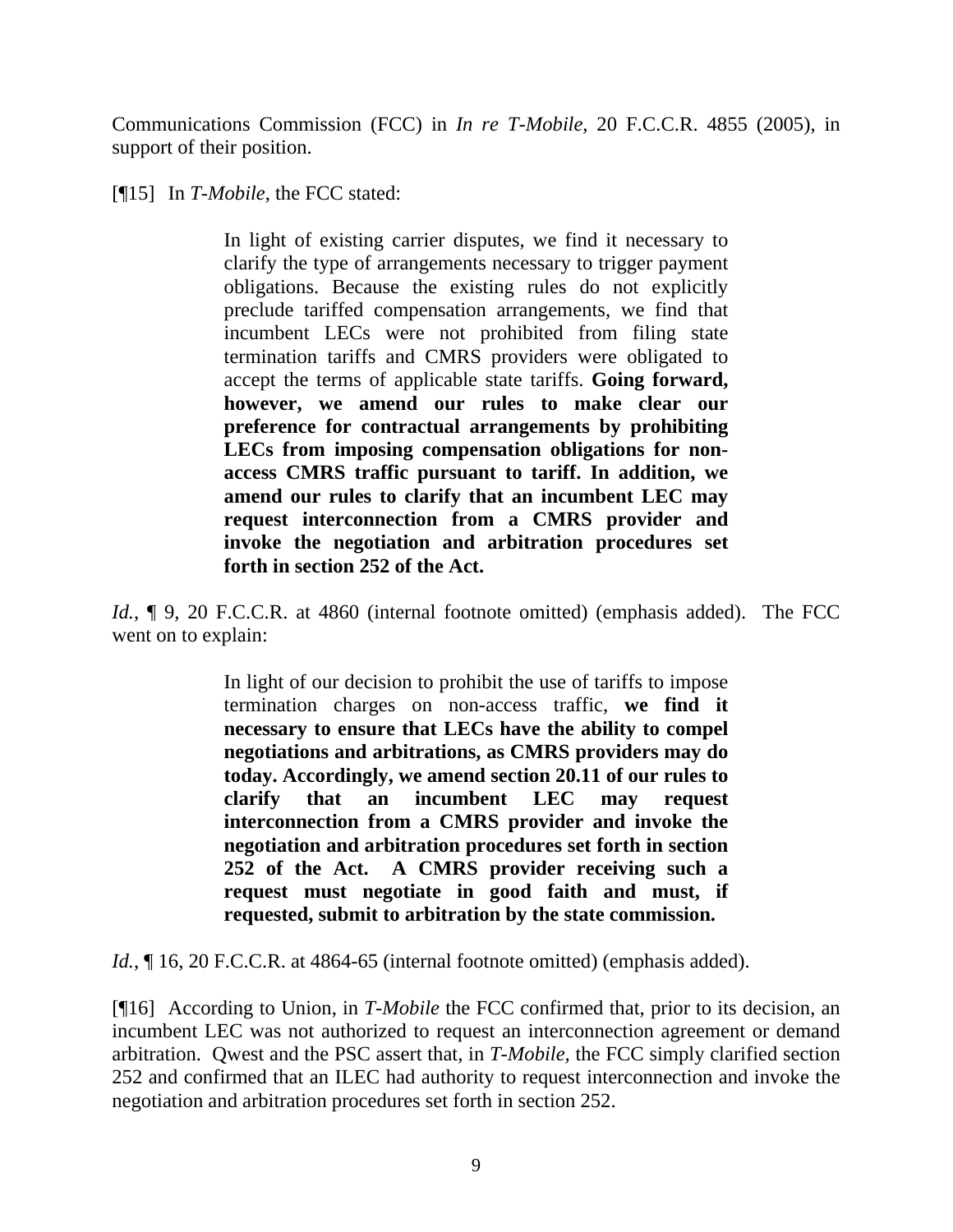Communications Commission (FCC) in *In re T-Mobile*, 20 F.C.C.R. 4855 (2005), in support of their position.

[¶15] In *T-Mobile*, the FCC stated:

> In light of existing carrier disputes, we find it necessary to clarify the type of arrangements necessary to trigger payment obligations. Because the existing rules do not explicitly preclude tariffed compensation arrangements, we find that incumbent LECs were not prohibited from filing state termination tariffs and CMRS providers were obligated to accept the terms of applicable state tariffs. **Going forward, however, we amend our rules to make clear our preference for contractual arrangements by prohibiting LECs from imposing compensation obligations for non-access CMRS traffic pursuant to tariff. In addition, we amend our rules to clarify that an incumbent LEC may request interconnection from a CMRS provider and invoke the negotiation and arbitration procedures set forth in section 252 of the Act.**

*Id.*, ¶ 9, 20 F.C.C.R. at 4860 (internal footnote omitted) (emphasis added). The FCC went on to explain:

> In light of our decision to prohibit the use of tariffs to impose termination charges on non-access traffic, **we find it necessary to ensure that LECs have the ability to compel negotiations and arbitrations, as CMRS providers may do today. Accordingly, we amend section 20.11 of our rules to clarify that an incumbent LEC may request interconnection from a CMRS provider and invoke the negotiation and arbitration procedures set forth in section 252 of the Act. A CMRS provider receiving such a request must negotiate in good faith and must, if requested, submit to arbitration by the state commission.**

*Id.*, ¶ 16, 20 F.C.C.R. at 4864-65 (internal footnote omitted) (emphasis added).

[¶16] According to Union, in *T-Mobile* the FCC confirmed that, prior to its decision, an incumbent LEC was not authorized to request an interconnection agreement or demand arbitration. Qwest and the PSC assert that, in *T-Mobile,* the FCC simply clarified section 252 and confirmed that an ILEC had authority to request interconnection and invoke the negotiation and arbitration procedures set forth in section 252.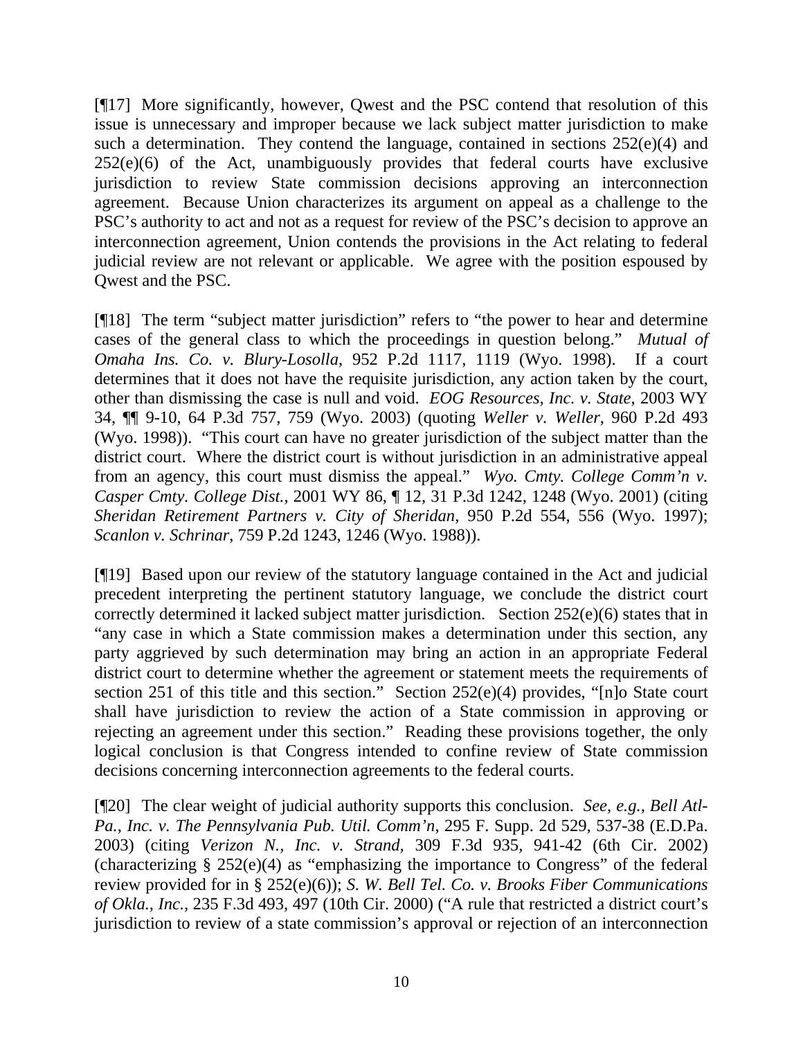[¶17] More significantly, however, Qwest and the PSC contend that resolution of this issue is unnecessary and improper because we lack subject matter jurisdiction to make such a determination. They contend the language, contained in sections 252(e)(4) and 252(e)(6) of the Act, unambiguously provides that federal courts have exclusive jurisdiction to review State commission decisions approving an interconnection agreement. Because Union characterizes its argument on appeal as a challenge to the PSC's authority to act and not as a request for review of the PSC's decision to approve an interconnection agreement, Union contends the provisions in the Act relating to federal judicial review are not relevant or applicable. We agree with the position espoused by Qwest and the PSC.

[¶18] The term "subject matter jurisdiction" refers to "the power to hear and determine cases of the general class to which the proceedings in question belong." *Mutual of Omaha Ins. Co. v. Blury-Losolla*, 952 P.2d 1117, 1119 (Wyo. 1998). If a court determines that it does not have the requisite jurisdiction, any action taken by the court, other than dismissing the case is null and void. *EOG Resources, Inc. v. State*, 2003 WY 34, ¶¶ 9-10, 64 P.3d 757, 759 (Wyo. 2003) (quoting *Weller v. Weller*, 960 P.2d 493 (Wyo. 1998)). "This court can have no greater jurisdiction of the subject matter than the district court. Where the district court is without jurisdiction in an administrative appeal from an agency, this court must dismiss the appeal." *Wyo. Cmty. College Comm'n v. Casper Cmty. College Dist.*, 2001 WY 86, ¶ 12, 31 P.3d 1242, 1248 (Wyo. 2001) (citing *Sheridan Retirement Partners v. City of Sheridan*, 950 P.2d 554, 556 (Wyo. 1997); *Scanlon v. Schrinar*, 759 P.2d 1243, 1246 (Wyo. 1988)).

[¶19] Based upon our review of the statutory language contained in the Act and judicial precedent interpreting the pertinent statutory language, we conclude the district court correctly determined it lacked subject matter jurisdiction. Section 252(e)(6) states that in "any case in which a State commission makes a determination under this section, any party aggrieved by such determination may bring an action in an appropriate Federal district court to determine whether the agreement or statement meets the requirements of section 251 of this title and this section." Section 252(e)(4) provides, "[n]o State court shall have jurisdiction to review the action of a State commission in approving or rejecting an agreement under this section." Reading these provisions together, the only logical conclusion is that Congress intended to confine review of State commission decisions concerning interconnection agreements to the federal courts.

[¶20] The clear weight of judicial authority supports this conclusion. *See, e.g., Bell Atl-Pa., Inc. v. The Pennsylvania Pub. Util. Comm'n*, 295 F. Supp. 2d 529, 537-38 (E.D.Pa. 2003) (citing *Verizon N., Inc. v. Strand*, 309 F.3d 935, 941-42 (6th Cir. 2002) (characterizing § 252(e)(4) as "emphasizing the importance to Congress" of the federal review provided for in § 252(e)(6)); *S. W. Bell Tel. Co. v. Brooks Fiber Communications of Okla., Inc.*, 235 F.3d 493, 497 (10th Cir. 2000) ("A rule that restricted a district court's jurisdiction to review of a state commission's approval or rejection of an interconnection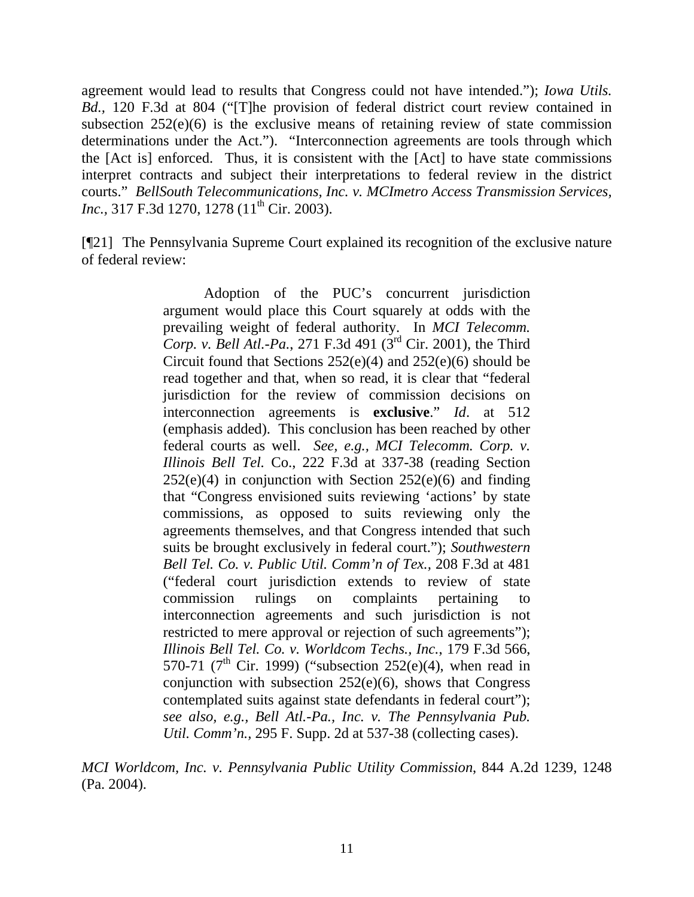agreement would lead to results that Congress could not have intended."); *Iowa Utils. Bd.*, 120 F.3d at 804 ("[T]he provision of federal district court review contained in subsection 252(e)(6) is the exclusive means of retaining review of state commission determinations under the Act."). "Interconnection agreements are tools through which the [Act is] enforced. Thus, it is consistent with the [Act] to have state commissions interpret contracts and subject their interpretations to federal review in the district courts." *BellSouth Telecommunications, Inc. v. MCImetro Access Transmission Services, Inc.*, 317 F.3d 1270, 1278 (11th Cir. 2003).

[¶21] The Pennsylvania Supreme Court explained its recognition of the exclusive nature of federal review:

> Adoption of the PUC's concurrent jurisdiction argument would place this Court squarely at odds with the prevailing weight of federal authority. In *MCI Telecomm. Corp. v. Bell Atl.-Pa.*, 271 F.3d 491 (3rd Cir. 2001), the Third Circuit found that Sections 252(e)(4) and 252(e)(6) should be read together and that, when so read, it is clear that "federal jurisdiction for the review of commission decisions on interconnection agreements is **exclusive**." *Id*. at 512 (emphasis added). This conclusion has been reached by other federal courts as well. *See, e.g., MCI Telecomm. Corp. v. Illinois Bell Tel.* Co., 222 F.3d at 337-38 (reading Section 252(e)(4) in conjunction with Section 252(e)(6) and finding that "Congress envisioned suits reviewing 'actions' by state commissions, as opposed to suits reviewing only the agreements themselves, and that Congress intended that such suits be brought exclusively in federal court."); *Southwestern Bell Tel. Co. v. Public Util. Comm'n of Tex.*, 208 F.3d at 481 ("federal court jurisdiction extends to review of state commission rulings on complaints pertaining to interconnection agreements and such jurisdiction is not restricted to mere approval or rejection of such agreements"); *Illinois Bell Tel. Co. v. Worldcom Techs., Inc.*, 179 F.3d 566, 570-71 (7th Cir. 1999) ("subsection 252(e)(4), when read in conjunction with subsection 252(e)(6), shows that Congress contemplated suits against state defendants in federal court"); *see also, e.g., Bell Atl.-Pa., Inc. v. The Pennsylvania Pub. Util. Comm'n.*, 295 F. Supp. 2d at 537-38 (collecting cases).

*MCI Worldcom, Inc. v. Pennsylvania Public Utility Commission*, 844 A.2d 1239, 1248 (Pa. 2004).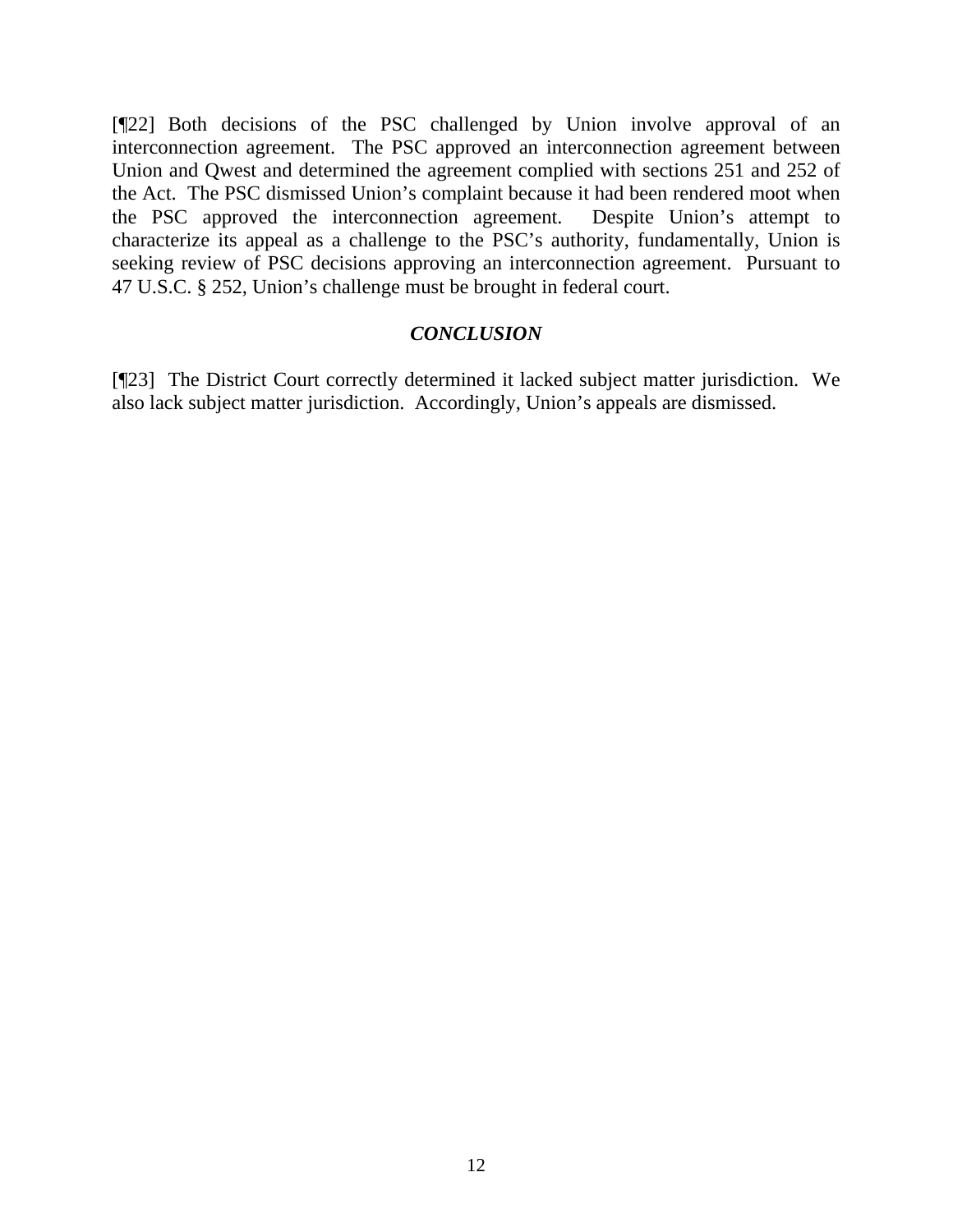[¶22] Both decisions of the PSC challenged by Union involve approval of an interconnection agreement. The PSC approved an interconnection agreement between Union and Qwest and determined the agreement complied with sections 251 and 252 of the Act. The PSC dismissed Union's complaint because it had been rendered moot when the PSC approved the interconnection agreement. Despite Union's attempt to characterize its appeal as a challenge to the PSC's authority, fundamentally, Union is seeking review of PSC decisions approving an interconnection agreement. Pursuant to 47 U.S.C. § 252, Union's challenge must be brought in federal court.

### ***CONCLUSION***

[¶23] The District Court correctly determined it lacked subject matter jurisdiction. We also lack subject matter jurisdiction. Accordingly, Union's appeals are dismissed.